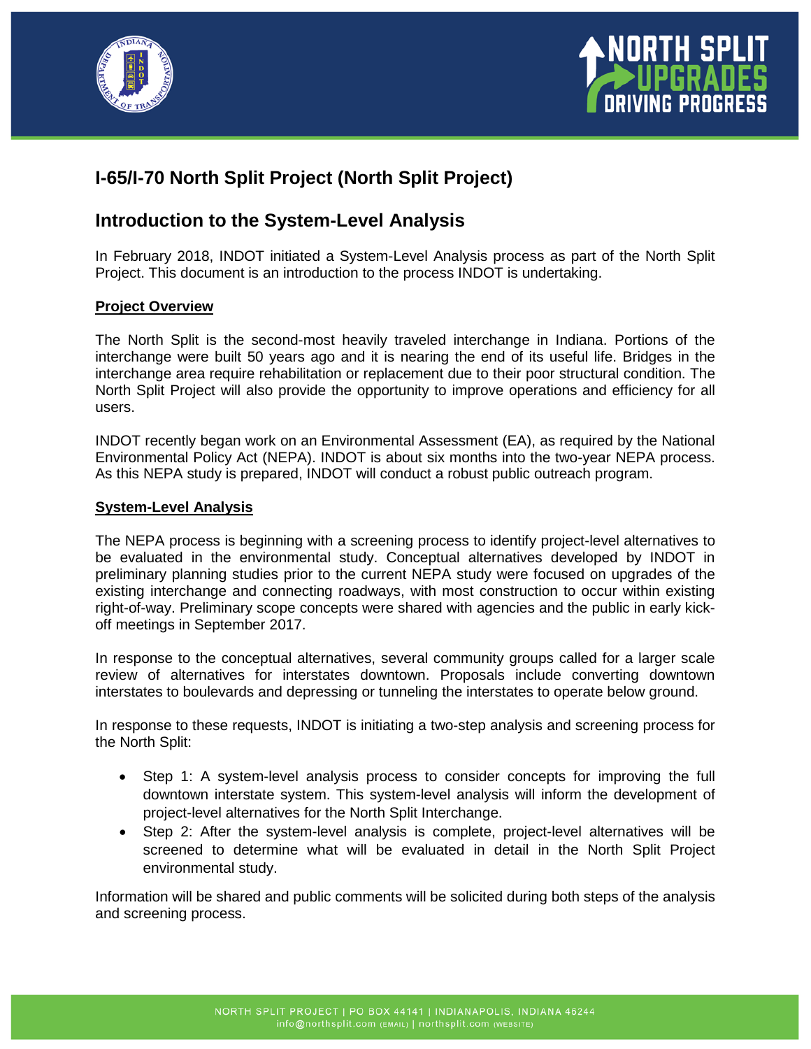# I-65/I-70 North Split Project (North Split Project)

## Introduction to the System-Level Analysis

In February 2018, INDOT initiated a System-Level Analysis process as part of the North Split Project. This document is an introduction to the process INDOT is undertaking.

**Project Overview**

The North Split is the second-most heavily traveled interchange in Indiana. Portions of the interchange were built 50 years ago and it is nearing the end of its useful life. Bridges in the interchange area require rehabilitation or replacement due to their poor structural condition. The North Split Project will also provide the opportunity to improve operations and efficiency for all users.

INDOT recently began work on an Environmental Assessment (EA), as required by the National Environmental Policy Act (NEPA). INDOT is about six months into the two-year NEPA process. As this NEPA study is prepared, INDOT will conduct a robust public outreach program.

**System-Level Analysis**

The NEPA process is beginning with a screening process to identify project-level alternatives to be evaluated in the environmental study. Conceptual alternatives developed by INDOT in preliminary planning studies prior to the current NEPA study were focused on upgrades of the existing interchange and connecting roadways, with most construction to occur within existing right-of-way. Preliminary scope concepts were shared with agencies and the public in early kick-off meetings in September 2017.

In response to the conceptual alternatives, several community groups called for a larger scale review of alternatives for interstates downtown. Proposals include converting downtown interstates to boulevards and depressing or tunneling the interstates to operate below ground.

In response to these requests, INDOT is initiating a two-step analysis and screening process for the North Split:

- Step 1: A system-level analysis process to consider concepts for improving the full downtown interstate system. This system-level analysis will inform the development of project-level alternatives for the North Split Interchange.
- Step 2: After the system-level analysis is complete, project-level alternatives will be screened to determine what will be evaluated in detail in the North Split Project environmental study.

Information will be shared and public comments will be solicited during both steps of the analysis and screening process.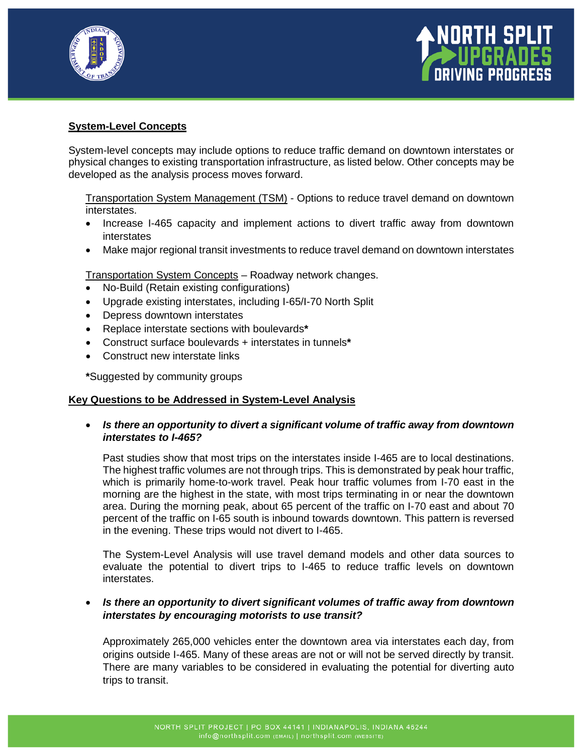## System-Level Concepts

System-level concepts may include options to reduce traffic demand on downtown interstates or physical changes to existing transportation infrastructure, as listed below. Other concepts may be developed as the analysis process moves forward.

Transportation System Management (TSM) - Options to reduce travel demand on downtown interstates.

- Increase I-465 capacity and implement actions to divert traffic away from downtown interstates
- Make major regional transit investments to reduce travel demand on downtown interstates

Transportation System Concepts – Roadway network changes.

- No-Build (Retain existing configurations)
- Upgrade existing interstates, including I-65/I-70 North Split
- Depress downtown interstates
- Replace interstate sections with boulevards**\***
- Construct surface boulevards + interstates in tunnels**\***
- Construct new interstate links

**\***Suggested by community groups

## Key Questions to be Addressed in System-Level Analysis

- ***Is there an opportunity to divert a significant volume of traffic away from downtown interstates to I-465?***

  Past studies show that most trips on the interstates inside I-465 are to local destinations. The highest traffic volumes are not through trips. This is demonstrated by peak hour traffic, which is primarily home-to-work travel. Peak hour traffic volumes from I-70 east in the morning are the highest in the state, with most trips terminating in or near the downtown area. During the morning peak, about 65 percent of the traffic on I-70 east and about 70 percent of the traffic on I-65 south is inbound towards downtown. This pattern is reversed in the evening. These trips would not divert to I-465.

  The System-Level Analysis will use travel demand models and other data sources to evaluate the potential to divert trips to I-465 to reduce traffic levels on downtown interstates.

- ***Is there an opportunity to divert significant volumes of traffic away from downtown interstates by encouraging motorists to use transit?***

  Approximately 265,000 vehicles enter the downtown area via interstates each day, from origins outside I-465. Many of these areas are not or will not be served directly by transit. There are many variables to be considered in evaluating the potential for diverting auto trips to transit.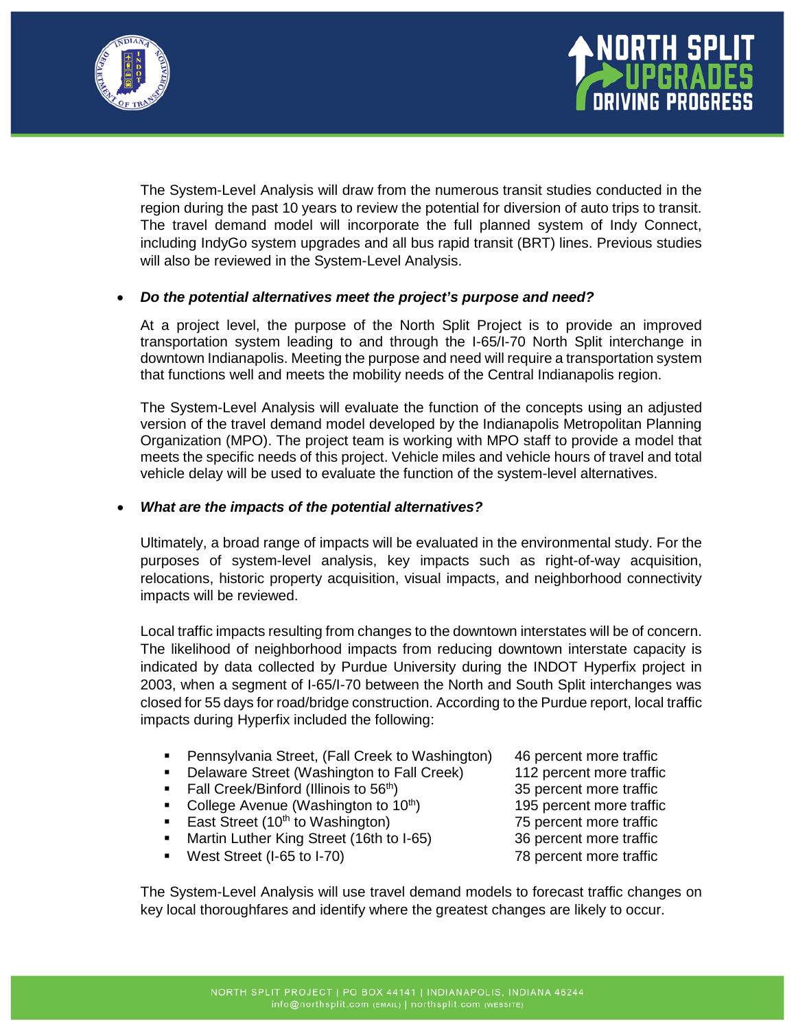The System-Level Analysis will draw from the numerous transit studies conducted in the region during the past 10 years to review the potential for diversion of auto trips to transit. The travel demand model will incorporate the full planned system of Indy Connect, including IndyGo system upgrades and all bus rapid transit (BRT) lines. Previous studies will also be reviewed in the System-Level Analysis.

- ***Do the potential alternatives meet the project's purpose and need?***

  At a project level, the purpose of the North Split Project is to provide an improved transportation system leading to and through the I-65/I-70 North Split interchange in downtown Indianapolis. Meeting the purpose and need will require a transportation system that functions well and meets the mobility needs of the Central Indianapolis region.

  The System-Level Analysis will evaluate the function of the concepts using an adjusted version of the travel demand model developed by the Indianapolis Metropolitan Planning Organization (MPO). The project team is working with MPO staff to provide a model that meets the specific needs of this project. Vehicle miles and vehicle hours of travel and total vehicle delay will be used to evaluate the function of the system-level alternatives.

- ***What are the impacts of the potential alternatives?***

  Ultimately, a broad range of impacts will be evaluated in the environmental study. For the purposes of system-level analysis, key impacts such as right-of-way acquisition, relocations, historic property acquisition, visual impacts, and neighborhood connectivity impacts will be reviewed.

  Local traffic impacts resulting from changes to the downtown interstates will be of concern. The likelihood of neighborhood impacts from reducing downtown interstate capacity is indicated by data collected by Purdue University during the INDOT Hyperfix project in 2003, when a segment of I-65/I-70 between the North and South Split interchanges was closed for 55 days for road/bridge construction. According to the Purdue report, local traffic impacts during Hyperfix included the following:

  - Pennsylvania Street, (Fall Creek to Washington) — 46 percent more traffic
  - Delaware Street (Washington to Fall Creek) — 112 percent more traffic
  - Fall Creek/Binford (Illinois to 56th) — 35 percent more traffic
  - College Avenue (Washington to 10th) — 195 percent more traffic
  - East Street (10th to Washington) — 75 percent more traffic
  - Martin Luther King Street (16th to I-65) — 36 percent more traffic
  - West Street (I-65 to I-70) — 78 percent more traffic

  The System-Level Analysis will use travel demand models to forecast traffic changes on key local thoroughfares and identify where the greatest changes are likely to occur.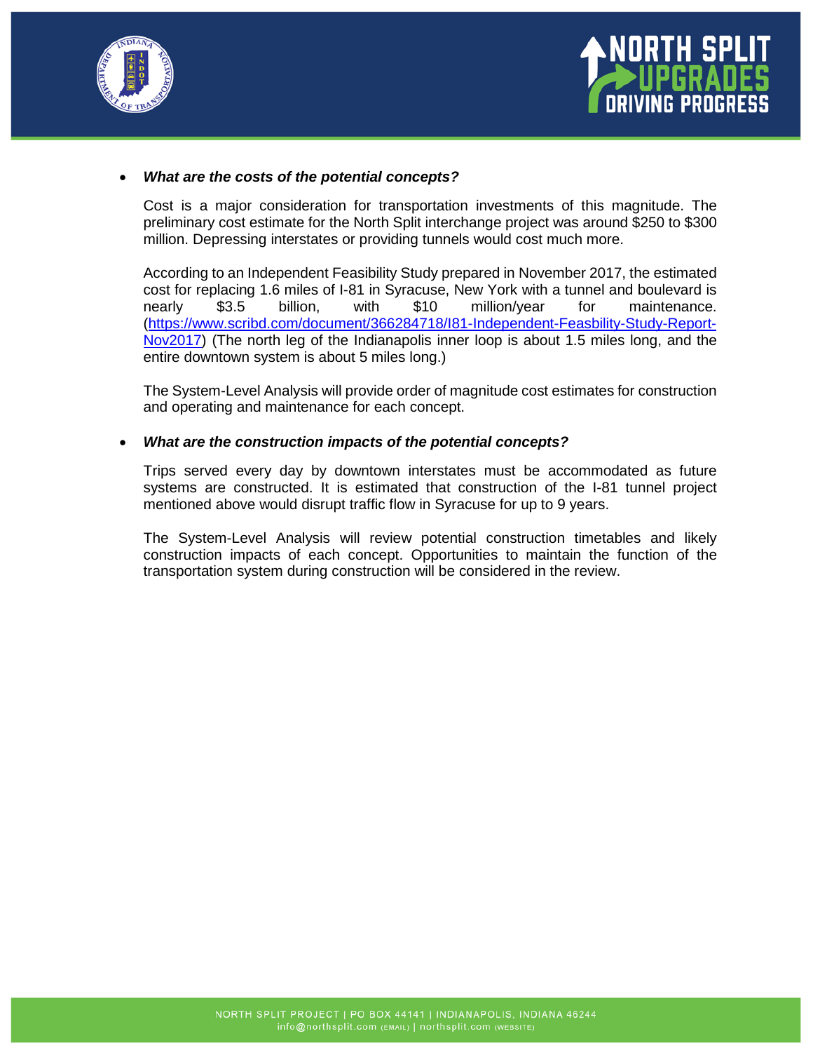- ***What are the costs of the potential concepts?***

  Cost is a major consideration for transportation investments of this magnitude. The preliminary cost estimate for the North Split interchange project was around $250 to $300 million. Depressing interstates or providing tunnels would cost much more.

  According to an Independent Feasibility Study prepared in November 2017, the estimated cost for replacing 1.6 miles of I-81 in Syracuse, New York with a tunnel and boulevard is nearly $3.5 billion, with $10 million/year for maintenance. ([https://www.scribd.com/document/366284718/I81-Independent-Feasbility-Study-Report-Nov2017](https://www.scribd.com/document/366284718/I81-Independent-Feasbility-Study-Report-Nov2017)) (The north leg of the Indianapolis inner loop is about 1.5 miles long, and the entire downtown system is about 5 miles long.)

  The System-Level Analysis will provide order of magnitude cost estimates for construction and operating and maintenance for each concept.

- ***What are the construction impacts of the potential concepts?***

  Trips served every day by downtown interstates must be accommodated as future systems are constructed. It is estimated that construction of the I-81 tunnel project mentioned above would disrupt traffic flow in Syracuse for up to 9 years.

  The System-Level Analysis will review potential construction timetables and likely construction impacts of each concept. Opportunities to maintain the function of the transportation system during construction will be considered in the review.